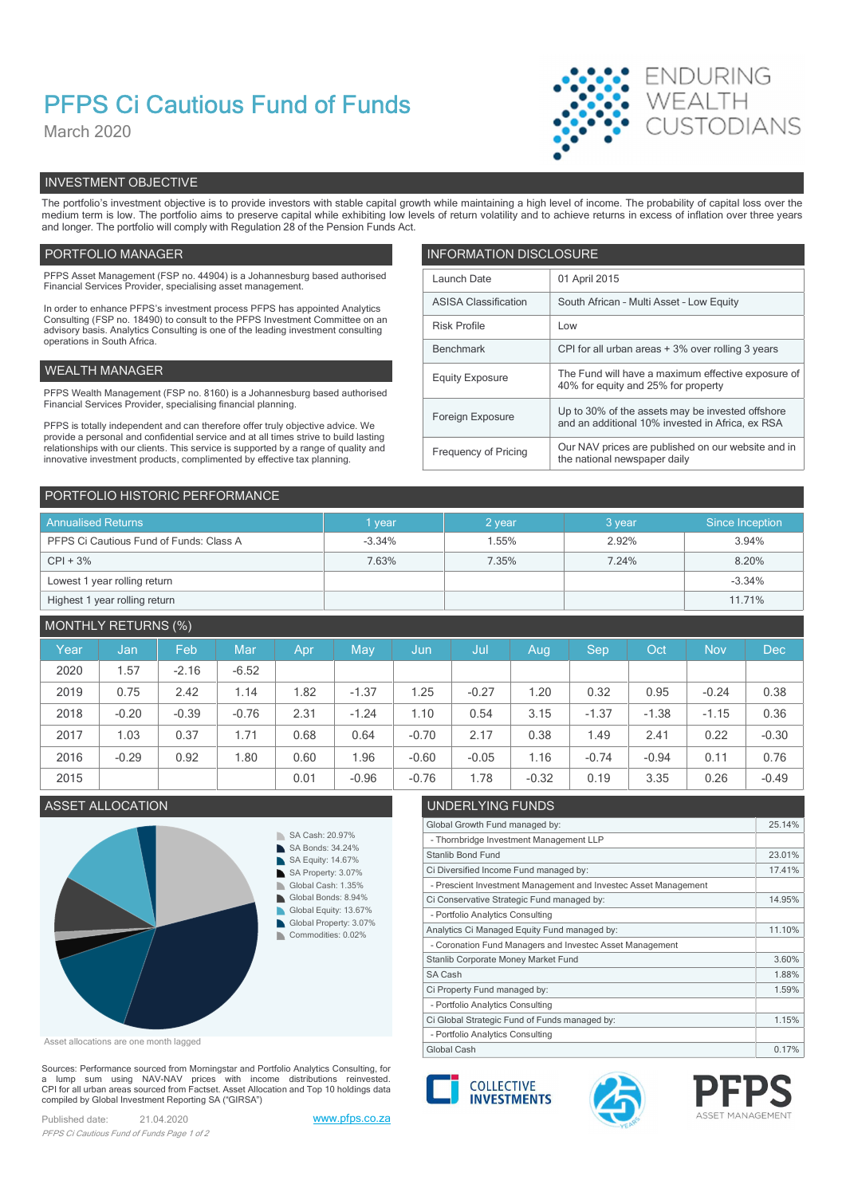# PFPS Ci Cautious Fund of Funds

March 2020

ENDURING WEALTH CUSTODIANS

## INVESTMENT OBJECTIVE

The portfolio's investment objective is to provide investors with stable capital growth while maintaining a high level of income. The probability of capital loss over the medium term is low. The portfolio aims to preserve capital while exhibiting low levels of return volatility and to achieve returns in excess of inflation over three years and longer. The portfolio will comply with Regulation 28 of the Pension Funds Act.

## PORTFOLIO MANAGER

PFPS Asset Management (FSP no. 44904) is a Johannesburg based authorised Financial Services Provider, specialising asset management.

In order to enhance PFPS's investment process PFPS has appointed Analytics Consulting (FSP no. 18490) to consult to the PFPS Investment Committee on an advisory basis. Analytics Consulting is one of the leading investment consulting operations in South Africa.

## WEALTH MANAGER

PFPS Wealth Management (FSP no. 8160) is a Johannesburg based authorised Financial Services Provider, specialising financial planning.

PFPS is totally independent and can therefore offer truly objective advice. We provide a personal and confidential service and at all times strive to build lasting relationships with our clients. This service is supported by a range of quality and innovative investment products, complimented by effective tax planning.

## INFORMATION DISCLOSURE

| | |
|---|---|
| Launch Date | 01 April 2015 |
| ASISA Classification | South African - Multi Asset - Low Equity |
| Risk Profile | Low |
| Benchmark | CPI for all urban areas + 3% over rolling 3 years |
| Equity Exposure | The Fund will have a maximum effective exposure of 40% for equity and 25% for property |
| Foreign Exposure | Up to 30% of the assets may be invested offshore and an additional 10% invested in Africa, ex RSA |
| Frequency of Pricing | Our NAV prices are published on our website and in the national newspaper daily |

## PORTFOLIO HISTORIC PERFORMANCE

| Annualised Returns | 1 year | 2 year | 3 year | Since Inception |
|---|---|---|---|---|
| PFPS Ci Cautious Fund of Funds: Class A | -3.34% | 1.55% | 2.92% | 3.94% |
| CPI + 3% | 7.63% | 7.35% | 7.24% | 8.20% |
| Lowest 1 year rolling return | | | | -3.34% |
| Highest 1 year rolling return | | | | 11.71% |

## MONTHLY RETURNS (%)

| Year | Jan | Feb | Mar | Apr | May | Jun | Jul | Aug | Sep | Oct | Nov | Dec |
|---|---|---|---|---|---|---|---|---|---|---|---|---|
| 2020 | 1.57 | -2.16 | -6.52 | | | | | | | | | |
| 2019 | 0.75 | 2.42 | 1.14 | 1.82 | -1.37 | 1.25 | -0.27 | 1.20 | 0.32 | 0.95 | -0.24 | 0.38 |
| 2018 | -0.20 | -0.39 | -0.76 | 2.31 | -1.24 | 1.10 | 0.54 | 3.15 | -1.37 | -1.38 | -1.15 | 0.36 |
| 2017 | 1.03 | 0.37 | 1.71 | 0.68 | 0.64 | -0.70 | 2.17 | 0.38 | 1.49 | 2.41 | 0.22 | -0.30 |
| 2016 | -0.29 | 0.92 | 1.80 | 0.60 | 1.96 | -0.60 | -0.05 | 1.16 | -0.74 | -0.94 | 0.11 | 0.76 |
| 2015 | | | | 0.01 | -0.96 | -0.76 | 1.78 | -0.32 | 0.19 | 3.35 | 0.26 | -0.49 |

## ASSET ALLOCATION

- SA Cash: 20.97%
- SA Bonds: 34.24%
- SA Equity: 14.67%
- SA Property: 3.07%
- Global Cash: 1.35%
- Global Bonds: 8.94%
- Global Equity: 13.67%
- Global Property: 3.07%
- Commodities: 0.02%

Asset allocations are one month lagged

## UNDERLYING FUNDS

| | |
|---|---|
| Global Growth Fund managed by: | 25.14% |
| - Thornbridge Investment Management LLP | |
| Stanlib Bond Fund | 23.01% |
| Ci Diversified Income Fund managed by: | 17.41% |
| - Prescient Investment Management and Investec Asset Management | |
| Ci Conservative Strategic Fund managed by: | 14.95% |
| - Portfolio Analytics Consulting | |
| Analytics Ci Managed Equity Fund managed by: | 11.10% |
| - Coronation Fund Managers and Investec Asset Management | |
| Stanlib Corporate Money Market Fund | 3.60% |
| SA Cash | 1.88% |
| Ci Property Fund managed by: | 1.59% |
| - Portfolio Analytics Consulting | |
| Ci Global Strategic Fund of Funds managed by: | 1.15% |
| - Portfolio Analytics Consulting | |
| Global Cash | 0.17% |

Sources: Performance sourced from Morningstar and Portfolio Analytics Consulting, for a lump sum using NAV-NAV prices with income distributions reinvested. CPI for all urban areas sourced from Factset. Asset Allocation and Top 10 holdings data compiled by Global Investment Reporting SA ("GIRSA")

Published date: 21.04.2020

www.pfps.co.za

COLLECTIVE INVESTMENTS

PFPS ASSET MANAGEMENT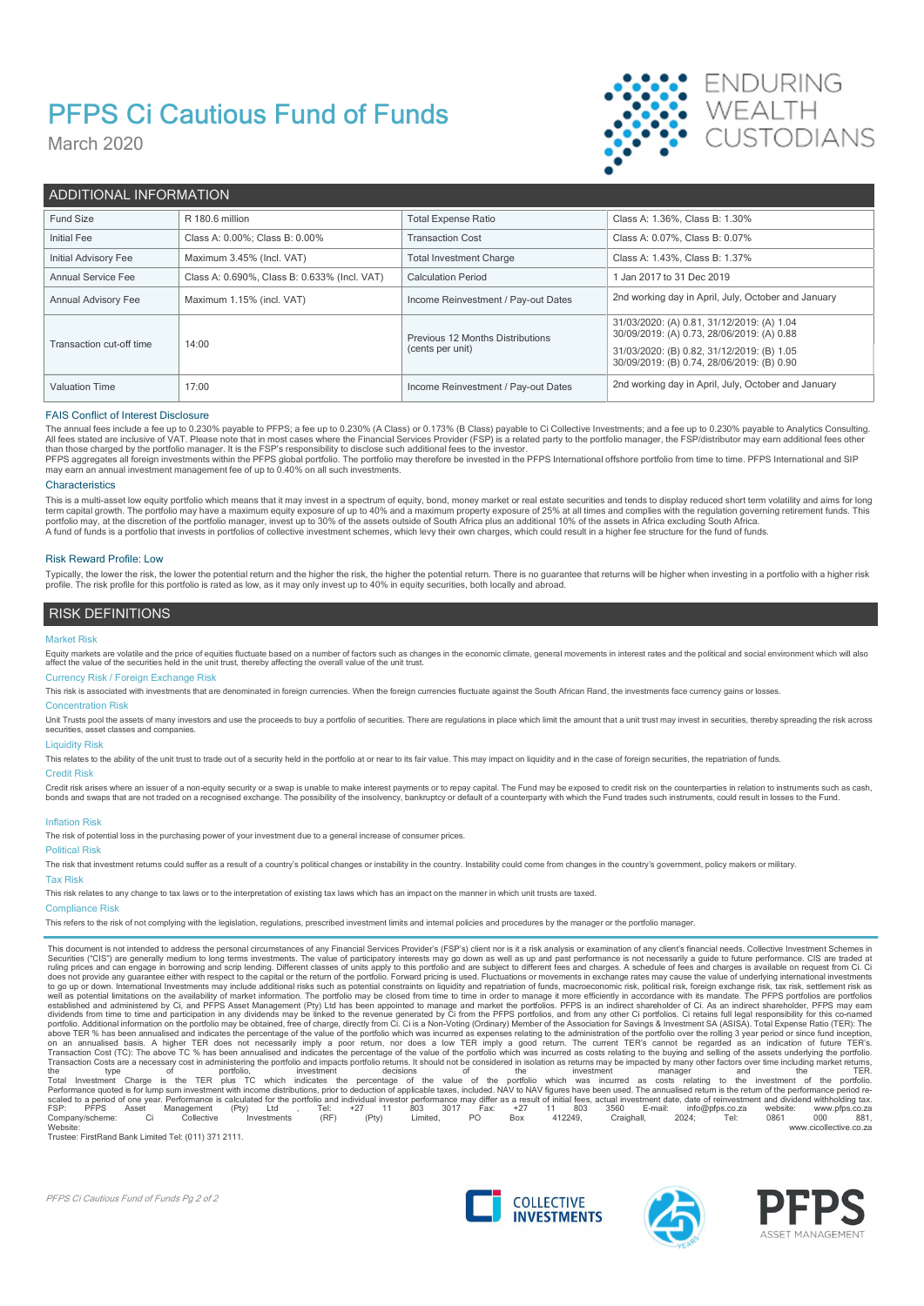# PFPS Ci Cautious Fund of Funds

March 2020

ENDURING WEALTH CUSTODIANS

## ADDITIONAL INFORMATION

| | | | |
|---|---|---|---|
| Fund Size | R 180.6 million | Total Expense Ratio | Class A: 1.36%, Class B: 1.30% |
| Initial Fee | Class A: 0.00%; Class B: 0.00% | Transaction Cost | Class A: 0.07%, Class B: 0.07% |
| Initial Advisory Fee | Maximum 3.45% (Incl. VAT) | Total Investment Charge | Class A: 1.43%, Class B: 1.37% |
| Annual Service Fee | Class A: 0.690%, Class B: 0.633% (Incl. VAT) | Calculation Period | 1 Jan 2017 to 31 Dec 2019 |
| Annual Advisory Fee | Maximum 1.15% (incl. VAT) | Income Reinvestment / Pay-out Dates | 2nd working day in April, July, October and January |
| Transaction cut-off time | 14:00 | Previous 12 Months Distributions (cents per unit) | 31/03/2020: (A) 0.81, 31/12/2019: (A) 1.04 30/09/2019: (A) 0.73, 28/06/2019: (A) 0.88 31/03/2020: (B) 0.82, 31/12/2019: (B) 1.05 30/09/2019: (B) 0.74, 28/06/2019: (B) 0.90 |
| Valuation Time | 17:00 | Income Reinvestment / Pay-out Dates | 2nd working day in April, July, October and January |

### FAIS Conflict of Interest Disclosure

The annual fees include a fee up to 0.230% payable to PFPS; a fee up to 0.230% (A Class) or 0.173% (B Class) payable to Ci Collective Investments; and a fee up to 0.230% payable to Analytics Consulting. All fees stated are inclusive of VAT. Please note that in most cases where the Financial Services Provider (FSP) is a related party to the portfolio manager, the FSP/distributor may earn additional fees other than those charged by the portfolio manager. It is the FSP's responsibility to disclose such additional fees to the investor.
PFPS aggregates all foreign investments within the PFPS global portfolio. The portfolio may therefore be invested in the PFPS International offshore portfolio from time to time. PFPS International and SIP may earn an annual investment management fee of up to 0.40% on all such investments.

### Characteristics

This is a multi-asset low equity portfolio which means that it may invest in a spectrum of equity, bond, money market or real estate securities and tends to display reduced short term volatility and aims for long term capital growth. The portfolio may have a maximum equity exposure of up to 40% and a maximum property exposure of 25% at all times and complies with the regulation governing retirement funds. This portfolio may, at the discretion of the portfolio manager, invest up to 30% of the assets outside of South Africa plus an additional 10% of the assets in Africa excluding South Africa.
A fund of funds is a portfolio that invests in portfolios of collective investment schemes, which levy their own charges, which could result in a higher fee structure for the fund of funds.

### Risk Reward Profile: Low

Typically, the lower the risk, the lower the potential return and the higher the risk, the higher the potential return. There is no guarantee that returns will be higher when investing in a portfolio with a higher risk profile. The risk profile for this portfolio is rated as low, as it may only invest up to 40% in equity securities, both locally and abroad.

## RISK DEFINITIONS

### Market Risk

Equity markets are volatile and the price of equities fluctuate based on a number of factors such as changes in the economic climate, general movements in interest rates and the political and social environment which will also affect the value of the securities held in the unit trust, thereby affecting the overall value of the unit trust.

### Currency Risk / Foreign Exchange Risk

This risk is associated with investments that are denominated in foreign currencies. When the foreign currencies fluctuate against the South African Rand, the investments face currency gains or losses.

### Concentration Risk

Unit Trusts pool the assets of many investors and use the proceeds to buy a portfolio of securities. There are regulations in place which limit the amount that a unit trust may invest in securities, thereby spreading the risk across securities, asset classes and companies.

### Liquidity Risk

This relates to the ability of the unit trust to trade out of a security held in the portfolio at or near to its fair value. This may impact on liquidity and in the case of foreign securities, the repatriation of funds.

### Credit Risk

Credit risk arises where an issuer of a non-equity security or a swap is unable to make interest payments or to repay capital. The Fund may be exposed to credit risk on the counterparties in relation to instruments such as cash, bonds and swaps that are not traded on a recognised exchange. The possibility of the insolvency, bankruptcy or default of a counterparty with which the Fund trades such instruments, could result in losses to the Fund.

### Inflation Risk

The risk of potential loss in the purchasing power of your investment due to a general increase of consumer prices.

### Political Risk

The risk that investment returns could suffer as a result of a country's political changes or instability in the country. Instability could come from changes in the country's government, policy makers or military.

### Tax Risk

This risk relates to any change to tax laws or to the interpretation of existing tax laws which has an impact on the manner in which unit trusts are taxed.

### Compliance Risk

This refers to the risk of not complying with the legislation, regulations, prescribed investment limits and internal policies and procedures by the manager or the portfolio manager.

This document is not intended to address the personal circumstances of any Financial Services Provider's (FSP's) client nor is it a risk analysis or examination of any client's financial needs. Collective Investment Schemes in Securities ("CIS") are generally medium to long terms investments. The value of participatory interests may go down as well as up and past performance is not necessarily a guide to future performance. CIS are traded at ruling prices and can engage in borrowing and scrip lending. Different classes of units apply to this portfolio and are subject to different fees and charges. A schedule of fees and charges is available on request from Ci. Ci does not provide any guarantee either with respect to the capital or the return of the portfolio. Forward pricing is used. Fluctuations or movements in exchange rates may cause the value of underlying international investments to go up or down. International Investments may include additional risks such as potential constraints on liquidity and repatriation of funds, macroeconomic risk, political risk, foreign exchange risk, tax risk, settlement risk as well as potential limitations on the availability of market information. The portfolio may be closed from time to time in order to manage it more efficiently in accordance with its mandate. The PFPS portfolios are portfolios established and administered by Ci, and PFPS Asset Management (Pty) Ltd has been appointed to manage and market the portfolios. PFPS is an indirect shareholder of Ci. As an indirect shareholder, PFPS may earn dividends from time to time and participation in any dividends may be linked to the revenue generated by Ci from the PFPS portfolios, and from any other Ci portfolios. Ci retains full legal responsibility for this co-named portfolio. Additional information on the portfolio may be obtained, free of charge, directly from Ci. Ci is a Non-Voting (Ordinary) Member of the Association for Savings & Investment SA (ASISA). Total Expense Ratio (TER): The above TER % has been annualised and indicates the percentage of the value of the portfolio which was incurred as expenses relating to the administration of the portfolio over the rolling 3 year period or since fund inception, on an annualised basis. A higher TER does not necessarily imply a poor return, nor does a low TER imply a good return. The current TER's cannot be regarded as an indication of future TER's. Transaction Cost (TC): The above TC % has been annualised and indicates the percentage of the value of the portfolio which was incurred as costs relating to the buying and selling of the assets underlying the portfolio. Transaction Costs are a necessary cost in administering the portfolio and impacts portfolio returns. It should not be considered in isolation as returns may be impacted by many other factors over time including market returns, the type of portfolio, investment decisions of the investment manager and the TER. Total Investment Charge is the TER plus TC which indicates the percentage of the value of the portfolio which was incurred as costs relating to the investment of the portfolio. Performance quoted is for lump sum investment with income distributions, prior to deduction of applicable taxes, included. NAV to NAV figures have been used. The annualised return is the return of the performance period re-scaled to a period of one year. Performance is calculated for the portfolio and individual investor performance may differ as a result of initial fees, actual investment date, date of reinvestment and dividend withholding tax. FSP: PFPS Asset Management (Pty) Ltd, Tel: +27 11 803 3017 Fax: +27 11 803 3560 E-mail: info@pfps.co.za website: www.pfps.co.za Company/scheme: Ci Collective Investments (RF) (Pty) Limited, PO Box 412249, Craighall, 2024; Tel: 0861 000 881, Website: www.cicollective.co.za
Trustee: FirstRand Bank Limited Tel: (011) 371 2111.